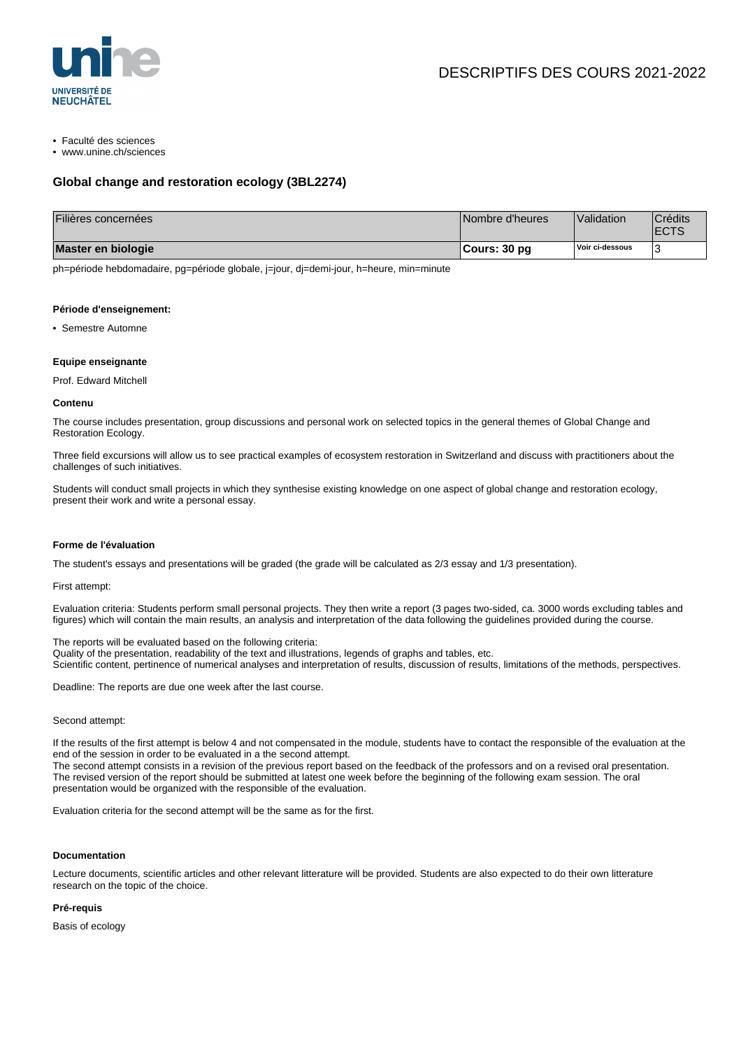DESCRIPTIFS DES COURS 2021-2022

- Faculté des sciences
- www.unine.ch/sciences

## Global change and restoration ecology (3BL2274)

| Filières concernées | Nombre d'heures | Validation | Crédits ECTS |
|---|---|---|---|
| **Master en biologie** | **Cours: 30 pg** | **Voir ci-dessous** | 3 |

ph=période hebdomadaire, pg=période globale, j=jour, dj=demi-jour, h=heure, min=minute

#### Période d'enseignement:

- Semestre Automne

#### Equipe enseignante

Prof. Edward Mitchell

#### Contenu

The course includes presentation, group discussions and personal work on selected topics in the general themes of Global Change and Restoration Ecology.

Three field excursions will allow us to see practical examples of ecosystem restoration in Switzerland and discuss with practitioners about the challenges of such initiatives.

Students will conduct small projects in which they synthesise existing knowledge on one aspect of global change and restoration ecology, present their work and write a personal essay.

#### Forme de l'évaluation

The student's essays and presentations will be graded (the grade will be calculated as 2/3 essay and 1/3 presentation).

First attempt:

Evaluation criteria: Students perform small personal projects. They then write a report (3 pages two-sided, ca. 3000 words excluding tables and figures) which will contain the main results, an analysis and interpretation of the data following the guidelines provided during the course.

The reports will be evaluated based on the following criteria:
Quality of the presentation, readability of the text and illustrations, legends of graphs and tables, etc.
Scientific content, pertinence of numerical analyses and interpretation of results, discussion of results, limitations of the methods, perspectives.

Deadline: The reports are due one week after the last course.

Second attempt:

If the results of the first attempt is below 4 and not compensated in the module, students have to contact the responsible of the evaluation at the end of the session in order to be evaluated in a the second attempt.
The second attempt consists in a revision of the previous report based on the feedback of the professors and on a revised oral presentation. The revised version of the report should be submitted at latest one week before the beginning of the following exam session. The oral presentation would be organized with the responsible of the evaluation.

Evaluation criteria for the second attempt will be the same as for the first.

#### Documentation

Lecture documents, scientific articles and other relevant litterature will be provided. Students are also expected to do their own litterature research on the topic of the choice.

#### Pré-requis

Basis of ecology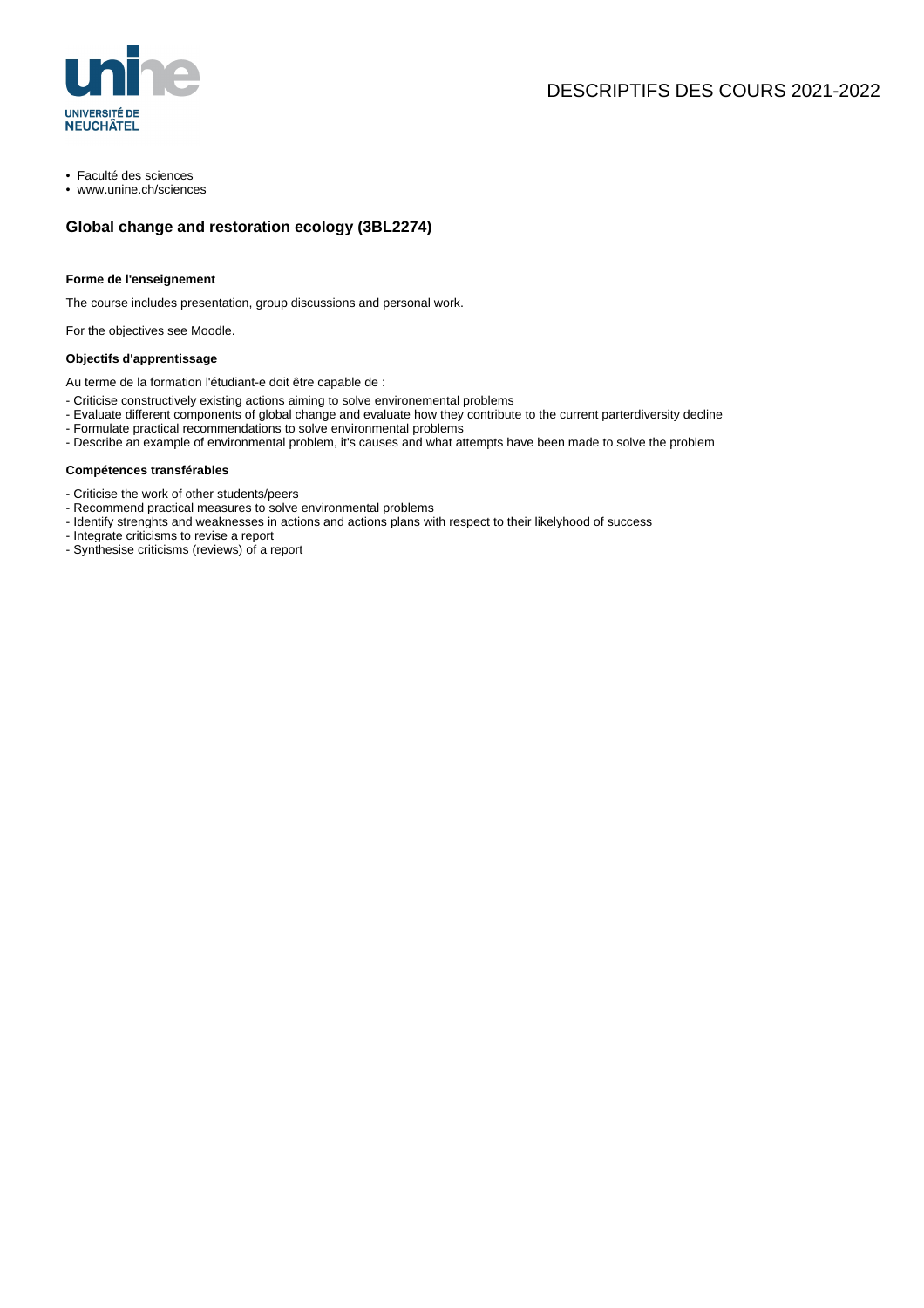- Faculté des sciences
- www.unine.ch/sciences

## Global change and restoration ecology (3BL2274)

### Forme de l'enseignement

The course includes presentation, group discussions and personal work.

For the objectives see Moodle.

### Objectifs d'apprentissage

Au terme de la formation l'étudiant-e doit être capable de :

- Criticise constructively existing actions aiming to solve environemental problems
- Evaluate different components of global change and evaluate how they contribute to the current parterdiversity decline
- Formulate practical recommendations to solve environmental problems
- Describe an example of environmental problem, it's causes and what attempts have been made to solve the problem

### Compétences transférables

- Criticise the work of other students/peers
- Recommend practical measures to solve environmental problems
- Identify strenghts and weaknesses in actions and actions plans with respect to their likelyhood of success
- Integrate criticisms to revise a report
- Synthesise criticisms (reviews) of a report